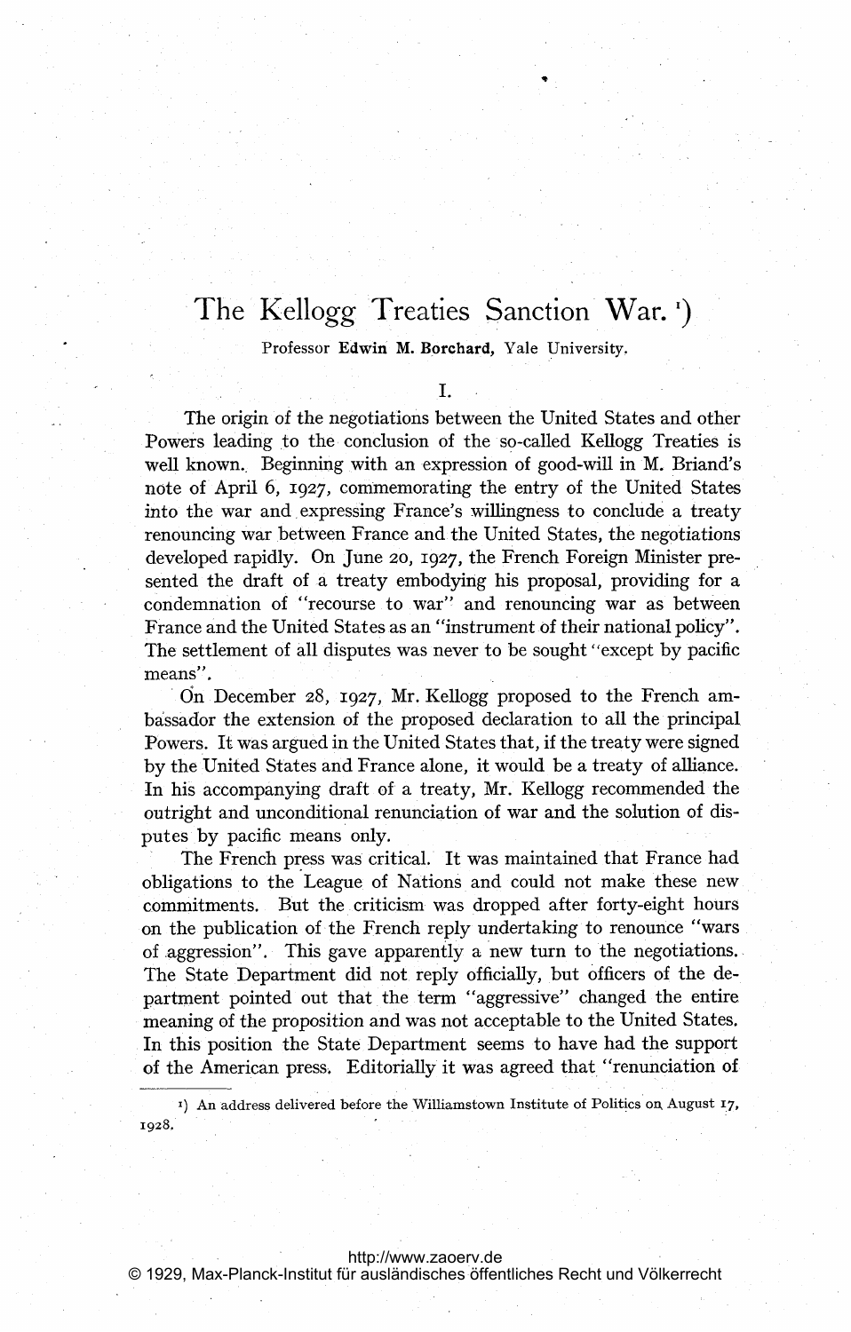# The Kellogg Treaties Sanction War. [1]

Professor **Edwin M. Borchard**, Yale University.

## I.

The origin of the negotiations between the United States and other Powers leading to the conclusion of the so-called Kellogg Treaties is well known. Beginning with an expression of good-will in M. Briand's note of April 6, 1927, commemorating the entry of the United States into the war and expressing France's willingness to conclude a treaty renouncing war between France and the United States, the negotiations developed rapidly. On June 20, 1927, the French Foreign Minister presented the draft of a treaty embodying his proposal, providing for a condemnation of "recourse to war" and renouncing war as between France and the United States as an "instrument of their national policy". The settlement of all disputes was never to be sought "except by pacific means".

On December 28, 1927, Mr. Kellogg proposed to the French ambassador the extension of the proposed declaration to all the principal Powers. It was argued in the United States that, if the treaty were signed by the United States and France alone, it would be a treaty of alliance. In his accompanying draft of a treaty, Mr. Kellogg recommended the outright and unconditional renunciation of war and the solution of disputes by pacific means only.

The French press was critical. It was maintained that France had obligations to the League of Nations and could not make these new commitments. But the criticism was dropped after forty-eight hours on the publication of the French reply undertaking to renounce "wars of aggression". This gave apparently a new turn to the negotiations. The State Department did not reply officially, but officers of the department pointed out that the term "aggressive" changed the entire meaning of the proposition and was not acceptable to the United States. In this position the State Department seems to have had the support of the American press. Editorially it was agreed that "renunciation of

[1] An address delivered before the Williamstown Institute of Politics on August 17, 1928.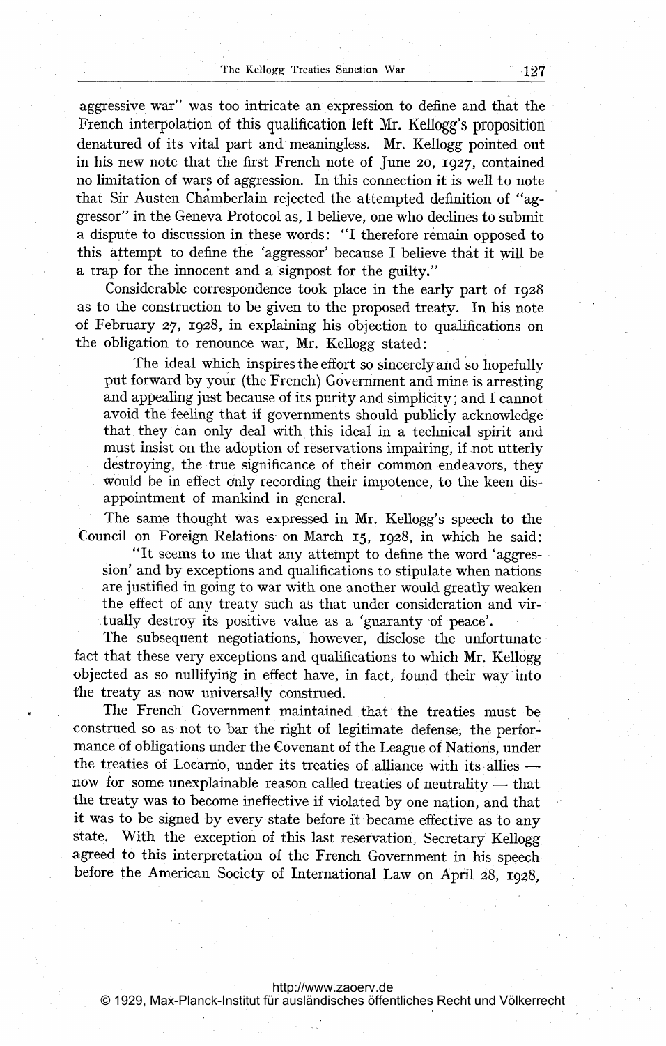aggressive war" was too intricate an expression to define and that the French interpolation of this qualification left Mr. Kellogg's proposition denatured of its vital part and meaningless. Mr. Kellogg pointed out in his new note that the first French note of June 20, 1927, contained no limitation of wars of aggression. In this connection it is well to note that Sir Austen Chamberlain rejected the attempted definition of "aggressor" in the Geneva Protocol as, I believe, one who declines to submit a dispute to discussion in these words: "I therefore remain opposed to this attempt to define the 'aggressor' because I believe that it will be a trap for the innocent and a signpost for the guilty."

Considerable correspondence took place in the early part of 1928 as to the construction to be given to the proposed treaty. In his note of February 27, 1928, in explaining his objection to qualifications on the obligation to renounce war, Mr. Kellogg stated:

> The ideal which inspires the effort so sincerely and so hopefully put forward by your (the French) Government and mine is arresting and appealing just because of its purity and simplicity; and I cannot avoid the feeling that if governments should publicly acknowledge that they can only deal with this ideal in a technical spirit and must insist on the adoption of reservations impairing, if not utterly destroying, the true significance of their common endeavors, they would be in effect only recording their impotence, to the keen disappointment of mankind in general.

The same thought was expressed in Mr. Kellogg's speech to the Council on Foreign Relations on March 15, 1928, in which he said:

> "It seems to me that any attempt to define the word 'aggression' and by exceptions and qualifications to stipulate when nations are justified in going to war with one another would greatly weaken the effect of any treaty such as that under consideration and virtually destroy its positive value as a 'guaranty of peace'.

The subsequent negotiations, however, disclose the unfortunate fact that these very exceptions and qualifications to which Mr. Kellogg objected as so nullifying in effect have, in fact, found their way into the treaty as now universally construed.

The French Government maintained that the treaties must be construed so as not to bar the right of legitimate defense, the performance of obligations under the Covenant of the League of Nations, under the treaties of Locarno, under its treaties of alliance with its allies — now for some unexplainable reason called treaties of neutrality — that the treaty was to become ineffective if violated by one nation, and that it was to be signed by every state before it became effective as to any state. With the exception of this last reservation, Secretary Kellogg agreed to this interpretation of the French Government in his speech before the American Society of International Law on April 28, 1928,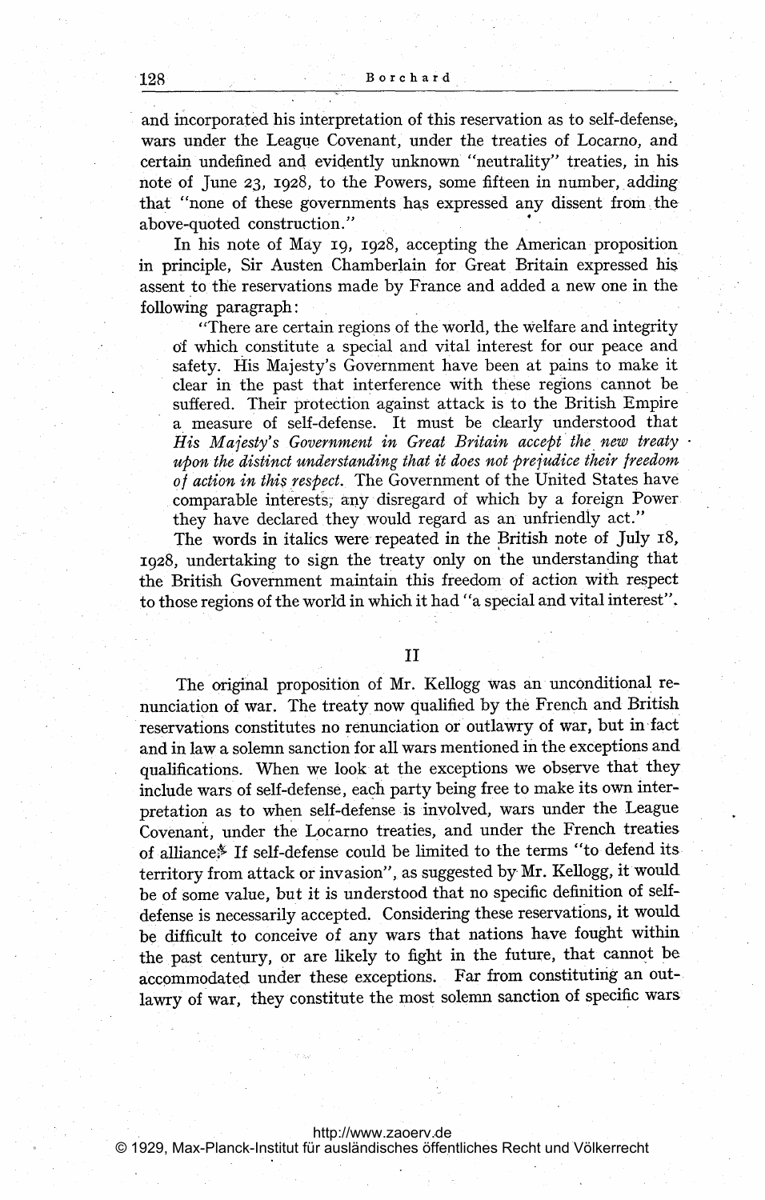and incorporated his interpretation of this reservation as to self-defense, wars under the League Covenant, under the treaties of Locarno, and certain undefined and evidently unknown "neutrality" treaties, in his note of June 23, 1928, to the Powers, some fifteen in number, adding that "none of these governments has expressed any dissent from the above-quoted construction."

In his note of May 19, 1928, accepting the American proposition in principle, Sir Austen Chamberlain for Great Britain expressed his assent to the reservations made by France and added a new one in the following paragraph:

> "There are certain regions of the world, the welfare and integrity of which constitute a special and vital interest for our peace and safety. His Majesty's Government have been at pains to make it clear in the past that interference with these regions cannot be suffered. Their protection against attack is to the British Empire a measure of self-defense. It must be clearly understood that *His Majesty's Government in Great Britain accept the new treaty upon the distinct understanding that it does not prejudice their freedom of action in this respect.* The Government of the United States have comparable interests, any disregard of which by a foreign Power they have declared they would regard as an unfriendly act."

The words in italics were repeated in the British note of July 18, 1928, undertaking to sign the treaty only on the understanding that the British Government maintain this freedom of action with respect to those regions of the world in which it had "a special and vital interest".

## II

The original proposition of Mr. Kellogg was an unconditional renunciation of war. The treaty now qualified by the French and British reservations constitutes no renunciation or outlawry of war, but in fact and in law a solemn sanction for all wars mentioned in the exceptions and qualifications. When we look at the exceptions we observe that they include wars of self-defense, each party being free to make its own interpretation as to when self-defense is involved, wars under the League Covenant, under the Locarno treaties, and under the French treaties of alliance. If self-defense could be limited to the terms "to defend its territory from attack or invasion", as suggested by Mr. Kellogg, it would be of some value, but it is understood that no specific definition of self-defense is necessarily accepted. Considering these reservations, it would be difficult to conceive of any wars that nations have fought within the past century, or are likely to fight in the future, that cannot be accommodated under these exceptions. Far from constituting an outlawry of war, they constitute the most solemn sanction of specific wars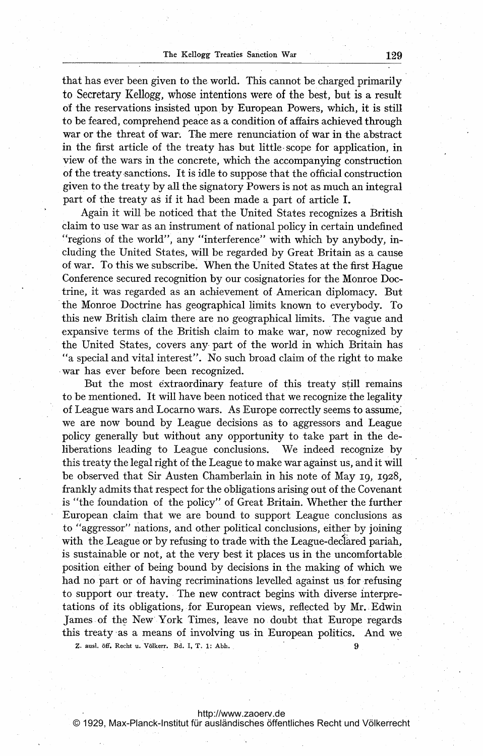that has ever been given to the world. This cannot be charged primarily to Secretary Kellogg, whose intentions were of the best, but is a result of the reservations insisted upon by European Powers, which, it is still to be feared, comprehend peace as a condition of affairs achieved through war or the threat of war. The mere renunciation of war in the abstract in the first article of the treaty has but little scope for application, in view of the wars in the concrete, which the accompanying construction of the treaty sanctions. It is idle to suppose that the official construction given to the treaty by all the signatory Powers is not as much an integral part of the treaty as if it had been made a part of article I.

Again it will be noticed that the United States recognizes a British claim to use war as an instrument of national policy in certain undefined "regions of the world", any "interference" with which by anybody, including the United States, will be regarded by Great Britain as a cause of war. To this we subscribe. When the United States at the first Hague Conference secured recognition by our cosignatories for the Monroe Doctrine, it was regarded as an achievement of American diplomacy. But the Monroe Doctrine has geographical limits known to everybody. To this new British claim there are no geographical limits. The vague and expansive terms of the British claim to make war, now recognized by the United States, covers any part of the world in which Britain has "a special and vital interest". No such broad claim of the right to make war has ever before been recognized.

But the most extraordinary feature of this treaty still remains to be mentioned. It will have been noticed that we recognize the legality of League wars and Locarno wars. As Europe correctly seems to assume, we are now bound by League decisions as to aggressors and League policy generally but without any opportunity to take part in the deliberations leading to League conclusions. We indeed recognize by this treaty the legal right of the League to make war against us, and it will be observed that Sir Austen Chamberlain in his note of May 19, 1928, frankly admits that respect for the obligations arising out of the Covenant is "the foundation of the policy" of Great Britain. Whether the further European claim that we are bound to support League conclusions as to "aggressor" nations, and other political conclusions, either by joining with the League or by refusing to trade with the League-declared pariah, is sustainable or not, at the very best it places us in the uncomfortable position either of being bound by decisions in the making of which we had no part or of having recriminations levelled against us for refusing to support our treaty. The new contract begins with diverse interpretations of its obligations, for European views, reflected by Mr. Edwin James of the New York Times, leave no doubt that Europe regards this treaty as a means of involving us in European politics. And we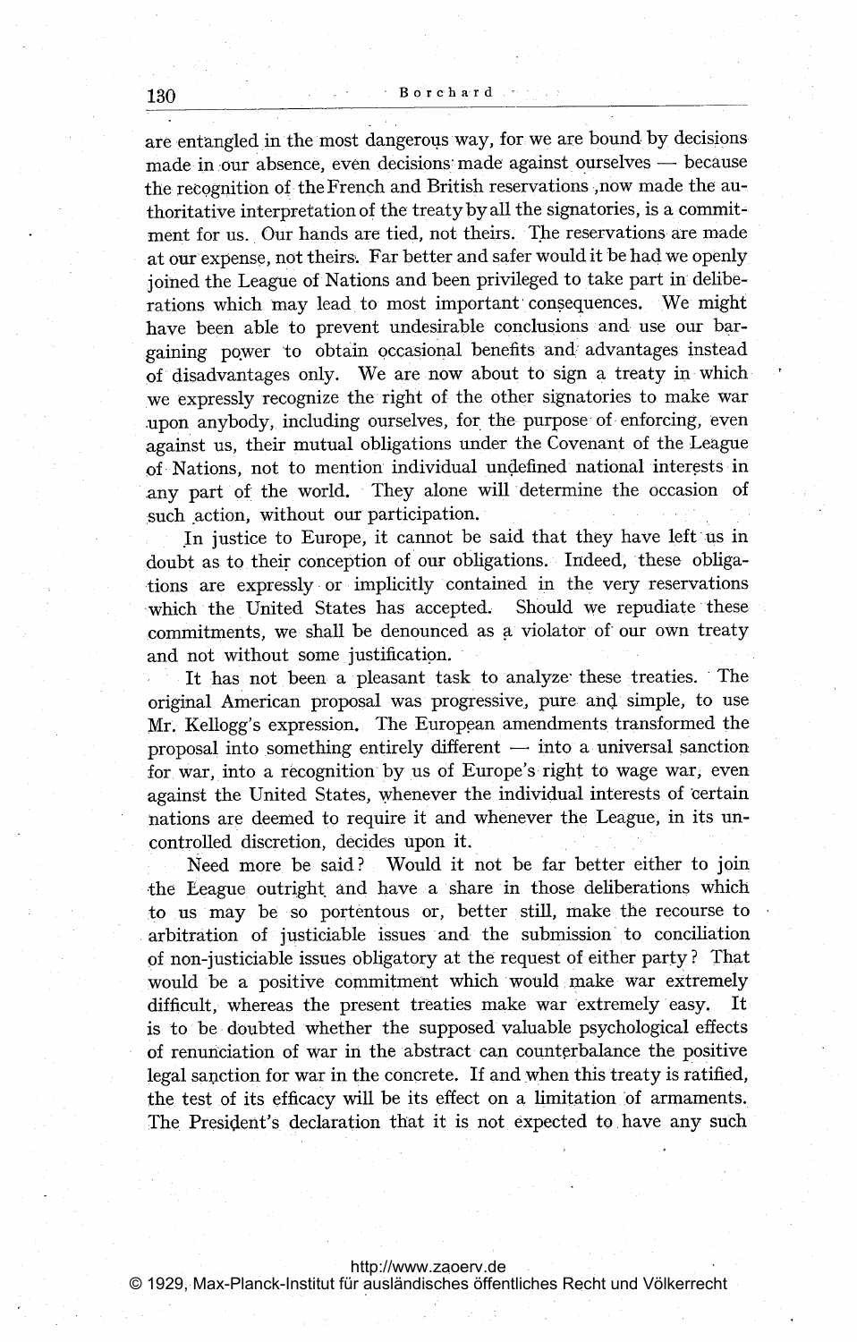are entangled in the most dangerous way, for we are bound by decisions made in our absence, even decisions made against ourselves — because the recognition of the French and British reservations, now made the authoritative interpretation of the treaty by all the signatories, is a commitment for us. Our hands are tied, not theirs. The reservations are made at our expense, not theirs. Far better and safer would it be had we openly joined the League of Nations and been privileged to take part in deliberations which may lead to most important consequences. We might have been able to prevent undesirable conclusions and use our bargaining power to obtain occasional benefits and advantages instead of disadvantages only. We are now about to sign a treaty in which we expressly recognize the right of the other signatories to make war upon anybody, including ourselves, for the purpose of enforcing, even against us, their mutual obligations under the Covenant of the League of Nations, not to mention individual undefined national interests in any part of the world. They alone will determine the occasion of such action, without our participation.

In justice to Europe, it cannot be said that they have left us in doubt as to their conception of our obligations. Indeed, these obligations are expressly or implicitly contained in the very reservations which the United States has accepted. Should we repudiate these commitments, we shall be denounced as a violator of our own treaty and not without some justification.

It has not been a pleasant task to analyze these treaties. The original American proposal was progressive, pure and simple, to use Mr. Kellogg's expression. The European amendments transformed the proposal into something entirely different — into a universal sanction for war, into a recognition by us of Europe's right to wage war, even against the United States, whenever the individual interests of certain nations are deemed to require it and whenever the League, in its uncontrolled discretion, decides upon it.

Need more be said? Would it not be far better either to join the League outright and have a share in those deliberations which to us may be so portentous or, better still, make the recourse to arbitration of justiciable issues and the submission to conciliation of non-justiciable issues obligatory at the request of either party? That would be a positive commitment which would make war extremely difficult, whereas the present treaties make war extremely easy. It is to be doubted whether the supposed valuable psychological effects of renunciation of war in the abstract can counterbalance the positive legal sanction for war in the concrete. If and when this treaty is ratified, the test of its efficacy will be its effect on a limitation of armaments. The President's declaration that it is not expected to have any such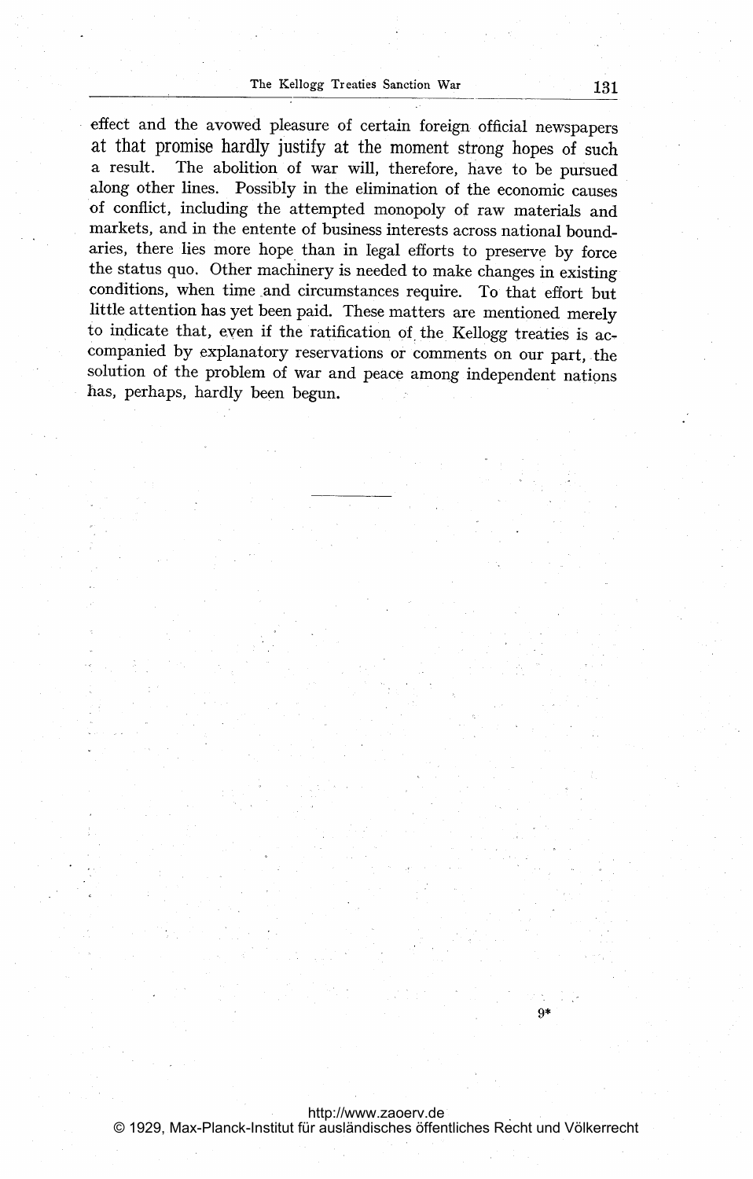effect and the avowed pleasure of certain foreign official newspapers at that promise hardly justify at the moment strong hopes of such a result. The abolition of war will, therefore, have to be pursued along other lines. Possibly in the elimination of the economic causes of conflict, including the attempted monopoly of raw materials and markets, and in the entente of business interests across national boundaries, there lies more hope than in legal efforts to preserve by force the status quo. Other machinery is needed to make changes in existing conditions, when time and circumstances require. To that effort but little attention has yet been paid. These matters are mentioned merely to indicate that, even if the ratification of the Kellogg treaties is accompanied by explanatory reservations or comments on our part, the solution of the problem of war and peace among independent nations has, perhaps, hardly been begun.

---